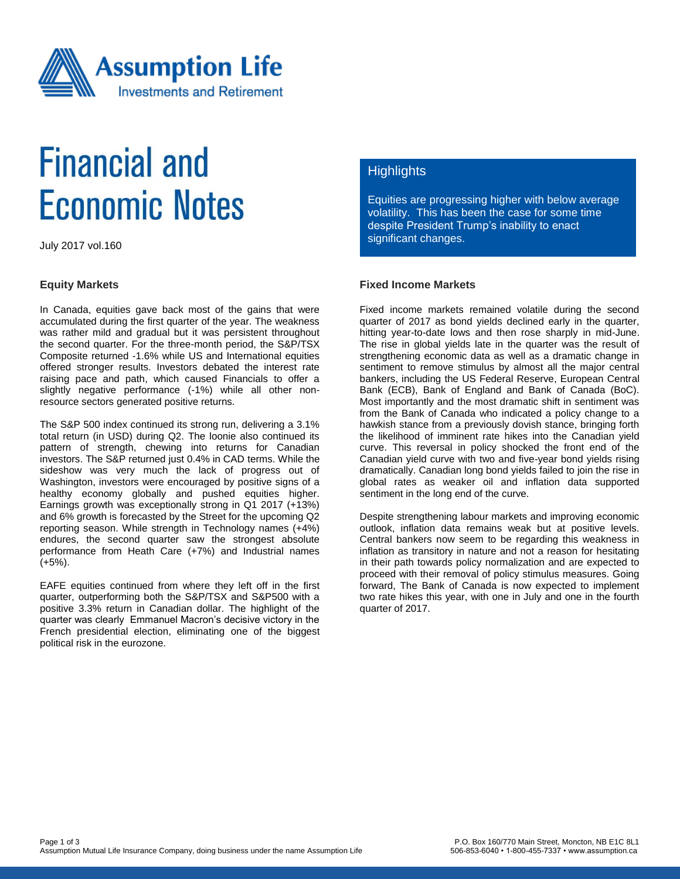Assumption Life
Investments and Retirement

# Financial and Economic Notes

July 2017 vol.160

## Highlights

Equities are progressing higher with below average volatility. This has been the case for some time despite President Trump's inability to enact significant changes.

### Equity Markets

In Canada, equities gave back most of the gains that were accumulated during the first quarter of the year. The weakness was rather mild and gradual but it was persistent throughout the second quarter. For the three-month period, the S&P/TSX Composite returned -1.6% while US and International equities offered stronger results. Investors debated the interest rate raising pace and path, which caused Financials to offer a slightly negative performance (-1%) while all other non-resource sectors generated positive returns.

The S&P 500 index continued its strong run, delivering a 3.1% total return (in USD) during Q2. The loonie also continued its pattern of strength, chewing into returns for Canadian investors. The S&P returned just 0.4% in CAD terms. While the sideshow was very much the lack of progress out of Washington, investors were encouraged by positive signs of a healthy economy globally and pushed equities higher. Earnings growth was exceptionally strong in Q1 2017 (+13%) and 6% growth is forecasted by the Street for the upcoming Q2 reporting season. While strength in Technology names (+4%) endures, the second quarter saw the strongest absolute performance from Heath Care (+7%) and Industrial names (+5%).

EAFE equities continued from where they left off in the first quarter, outperforming both the S&P/TSX and S&P500 with a positive 3.3% return in Canadian dollar. The highlight of the quarter was clearly Emmanuel Macron's decisive victory in the French presidential election, eliminating one of the biggest political risk in the eurozone.

### Fixed Income Markets

Fixed income markets remained volatile during the second quarter of 2017 as bond yields declined early in the quarter, hitting year-to-date lows and then rose sharply in mid-June. The rise in global yields late in the quarter was the result of strengthening economic data as well as a dramatic change in sentiment to remove stimulus by almost all the major central bankers, including the US Federal Reserve, European Central Bank (ECB), Bank of England and Bank of Canada (BoC). Most importantly and the most dramatic shift in sentiment was from the Bank of Canada who indicated a policy change to a hawkish stance from a previously dovish stance, bringing forth the likelihood of imminent rate hikes into the Canadian yield curve. This reversal in policy shocked the front end of the Canadian yield curve with two and five-year bond yields rising dramatically. Canadian long bond yields failed to join the rise in global rates as weaker oil and inflation data supported sentiment in the long end of the curve.

Despite strengthening labour markets and improving economic outlook, inflation data remains weak but at positive levels. Central bankers now seem to be regarding this weakness in inflation as transitory in nature and not a reason for hesitating in their path towards policy normalization and are expected to proceed with their removal of policy stimulus measures. Going forward, The Bank of Canada is now expected to implement two rate hikes this year, with one in July and one in the fourth quarter of 2017.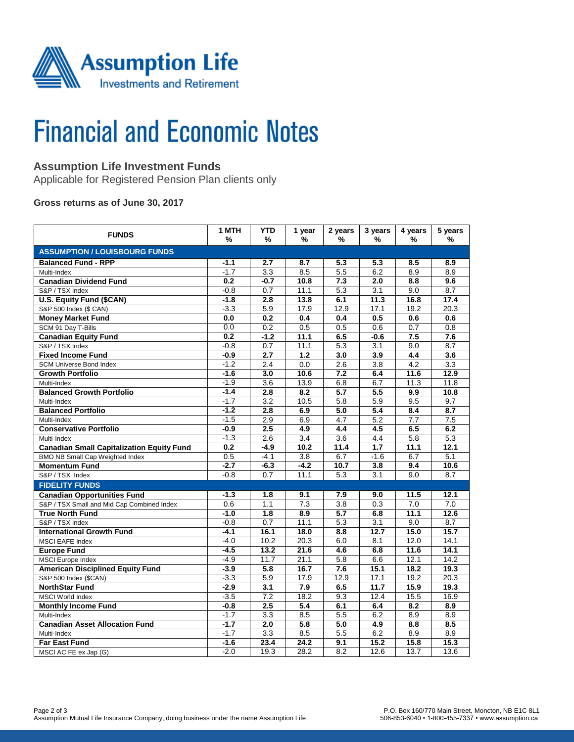# Financial and Economic Notes

## Assumption Life Investment Funds

Applicable for Registered Pension Plan clients only

**Gross returns as of June 30, 2017**

| FUNDS | 1 MTH % | YTD % | 1 year % | 2 years % | 3 years % | 4 years % | 5 years % |
|---|---|---|---|---|---|---|---|
| **ASSUMPTION / LOUISBOURG FUNDS** | | | | | | | |
| **Balanced Fund - RPP** | **-1.1** | **2.7** | **8.7** | **5.3** | **5.3** | **8.5** | **8.9** |
| Multi-Index | -1.7 | 3.3 | 8.5 | 5.5 | 6.2 | 8.9 | 8.9 |
| **Canadian Dividend Fund** | **0.2** | **-0.7** | **10.8** | **7.3** | **2.0** | **8.8** | **9.6** |
| S&P / TSX Index | -0.8 | 0.7 | 11.1 | 5.3 | 3.1 | 9.0 | 8.7 |
| **U.S. Equity Fund ($CAN)** | **-1.8** | **2.8** | **13.8** | **6.1** | **11.3** | **16.8** | **17.4** |
| S&P 500 Index ($ CAN) | -3.3 | 5.9 | 17.9 | 12.9 | 17.1 | 19.2 | 20.3 |
| **Money Market Fund** | **0.0** | **0.2** | **0.4** | **0.4** | **0.5** | **0.6** | **0.6** |
| SCM 91 Day T-Bills | 0.0 | 0.2 | 0.5 | 0.5 | 0.6 | 0.7 | 0.8 |
| **Canadian Equity Fund** | **0.2** | **-1.2** | **11.1** | **6.5** | **-0.6** | **7.5** | **7.6** |
| S&P / TSX Index | -0.8 | 0.7 | 11.1 | 5.3 | 3.1 | 9.0 | 8.7 |
| **Fixed Income Fund** | **-0.9** | **2.7** | **1.2** | **3.0** | **3.9** | **4.4** | **3.6** |
| SCM Universe Bond Index | -1.2 | 2.4 | 0.0 | 2.6 | 3.8 | 4.2 | 3.3 |
| **Growth Portfolio** | **-1.6** | **3.0** | **10.6** | **7.2** | **6.4** | **11.6** | **12.9** |
| Multi-Index | -1.9 | 3.6 | 13.9 | 6.8 | 6.7 | 11.3 | 11.8 |
| **Balanced Growth Portfolio** | **-1.4** | **2.8** | **8.2** | **5.7** | **5.5** | **9.9** | **10.8** |
| Multi-Index | -1.7 | 3.2 | 10.5 | 5.8 | 5.9 | 9.5 | 9.7 |
| **Balanced Portfolio** | **-1.2** | **2.8** | **6.9** | **5.0** | **5.4** | **8.4** | **8.7** |
| Multi-Index | -1.5 | 2.9 | 6.9 | 4.7 | 5.2 | 7.7 | 7.5 |
| **Conservative Portfolio** | **-0.9** | **2.5** | **4.9** | **4.4** | **4.5** | **6.5** | **6.2** |
| Multi-Index | -1.3 | 2.6 | 3.4 | 3.6 | 4.4 | 5.8 | 5.3 |
| **Canadian Small Capitalization Equity Fund** | **0.2** | **-4.9** | **10.2** | **11.4** | **1.7** | **11.1** | **12.1** |
| BMO NB Small Cap Weighted Index | 0.5 | -4.1 | 3.8 | 6.7 | -1.6 | 6.7 | 5.1 |
| **Momentum Fund** | **-2.7** | **-6.3** | **-4.2** | **10.7** | **3.8** | **9.4** | **10.6** |
| S&P / TSX Index | -0.8 | 0.7 | 11.1 | 5.3 | 3.1 | 9.0 | 8.7 |
| **FIDELITY FUNDS** | | | | | | | |
| **Canadian Opportunities Fund** | **-1.3** | **1.8** | **9.1** | **7.9** | **9.0** | **11.5** | **12.1** |
| S&P / TSX Small and Mid Cap Combined Index | 0.6 | 1.1 | 7.3 | 3.8 | 0.3 | 7.0 | 7.0 |
| **True North Fund** | **-1.0** | **1.8** | **8.9** | **5.7** | **6.8** | **11.1** | **12.6** |
| S&P / TSX Index | -0.8 | 0.7 | 11.1 | 5.3 | 3.1 | 9.0 | 8.7 |
| **International Growth Fund** | **-4.1** | **16.1** | **18.0** | **8.8** | **12.7** | **15.0** | **15.7** |
| MSCI EAFE Index | -4.0 | 10.2 | 20.3 | 6.0 | 8.1 | 12.0 | 14.1 |
| **Europe Fund** | **-4.5** | **13.2** | **21.6** | **4.6** | **6.8** | **11.6** | **14.1** |
| MSCI Europe Index | -4.9 | 11.7 | 21.1 | 5.8 | 6.6 | 12.1 | 14.2 |
| **American Disciplined Equity Fund** | **-3.9** | **5.8** | **16.7** | **7.6** | **15.1** | **18.2** | **19.3** |
| S&P 500 Index ($CAN) | -3.3 | 5.9 | 17.9 | 12.9 | 17.1 | 19.2 | 20.3 |
| **NorthStar Fund** | **-2.9** | **3.1** | **7.9** | **6.5** | **11.7** | **15.9** | **19.3** |
| MSCI World Index | -3.5 | 7.2 | 18.2 | 9.3 | 12.4 | 15.5 | 16.9 |
| **Monthly Income Fund** | **-0.8** | **2.5** | **5.4** | **6.1** | **6.4** | **8.2** | **8.9** |
| Multi-Index | -1.7 | 3.3 | 8.5 | 5.5 | 6.2 | 8.9 | 8.9 |
| **Canadian Asset Allocation Fund** | **-1.7** | **2.0** | **5.8** | **5.0** | **4.9** | **8.8** | **8.5** |
| Multi-Index | -1.7 | 3.3 | 8.5 | 5.5 | 6.2 | 8.9 | 8.9 |
| **Far East Fund** | **-1.6** | **23.4** | **24.2** | **9.1** | **15.2** | **15.8** | **15.3** |
| MSCI AC FE ex Jap (G) | -2.0 | 19.3 | 28.2 | 8.2 | 12.6 | 13.7 | 13.6 |

Assumption Mutual Life Insurance Company, doing business under the name Assumption Life

P.O. Box 160/770 Main Street, Moncton, NB E1C 8L1
506-853-6040 • 1-800-455-7337 • www.assumption.ca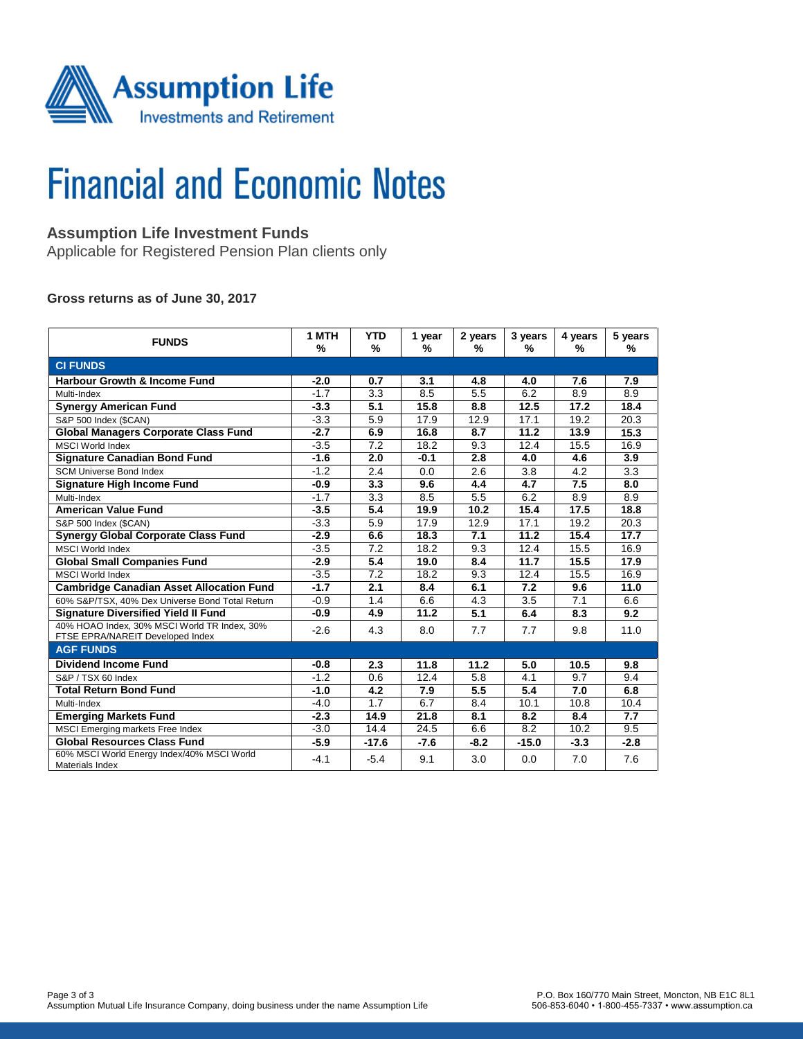# Financial and Economic Notes

## Assumption Life Investment Funds

Applicable for Registered Pension Plan clients only

### Gross returns as of June 30, 2017

| FUNDS | 1 MTH % | YTD % | 1 year % | 2 years % | 3 years % | 4 years % | 5 years % |
|---|---|---|---|---|---|---|---|
| **CI FUNDS** | | | | | | | |
| **Harbour Growth & Income Fund** | **-2.0** | **0.7** | **3.1** | **4.8** | **4.0** | **7.6** | **7.9** |
| Multi-Index | -1.7 | 3.3 | 8.5 | 5.5 | 6.2 | 8.9 | 8.9 |
| **Synergy American Fund** | **-3.3** | **5.1** | **15.8** | **8.8** | **12.5** | **17.2** | **18.4** |
| S&P 500 Index ($CAN) | -3.3 | 5.9 | 17.9 | 12.9 | 17.1 | 19.2 | 20.3 |
| **Global Managers Corporate Class Fund** | **-2.7** | **6.9** | **16.8** | **8.7** | **11.2** | **13.9** | **15.3** |
| MSCI World Index | -3.5 | 7.2 | 18.2 | 9.3 | 12.4 | 15.5 | 16.9 |
| **Signature Canadian Bond Fund** | **-1.6** | **2.0** | **-0.1** | **2.8** | **4.0** | **4.6** | **3.9** |
| SCM Universe Bond Index | -1.2 | 2.4 | 0.0 | 2.6 | 3.8 | 4.2 | 3.3 |
| **Signature High Income Fund** | **-0.9** | **3.3** | **9.6** | **4.4** | **4.7** | **7.5** | **8.0** |
| Multi-Index | -1.7 | 3.3 | 8.5 | 5.5 | 6.2 | 8.9 | 8.9 |
| **American Value Fund** | **-3.5** | **5.4** | **19.9** | **10.2** | **15.4** | **17.5** | **18.8** |
| S&P 500 Index ($CAN) | -3.3 | 5.9 | 17.9 | 12.9 | 17.1 | 19.2 | 20.3 |
| **Synergy Global Corporate Class Fund** | **-2.9** | **6.6** | **18.3** | **7.1** | **11.2** | **15.4** | **17.7** |
| MSCI World Index | -3.5 | 7.2 | 18.2 | 9.3 | 12.4 | 15.5 | 16.9 |
| **Global Small Companies Fund** | **-2.9** | **5.4** | **19.0** | **8.4** | **11.7** | **15.5** | **17.9** |
| MSCI World Index | -3.5 | 7.2 | 18.2 | 9.3 | 12.4 | 15.5 | 16.9 |
| **Cambridge Canadian Asset Allocation Fund** | **-1.7** | **2.1** | **8.4** | **6.1** | **7.2** | **9.6** | **11.0** |
| 60% S&P/TSX, 40% Dex Universe Bond Total Return | -0.9 | 1.4 | 6.6 | 4.3 | 3.5 | 7.1 | 6.6 |
| **Signature Diversified Yield II Fund** | **-0.9** | **4.9** | **11.2** | **5.1** | **6.4** | **8.3** | **9.2** |
| 40% HOAO Index, 30% MSCI World TR Index, 30% FTSE EPRA/NAREIT Developed Index | -2.6 | 4.3 | 8.0 | 7.7 | 7.7 | 9.8 | 11.0 |
| **AGF FUNDS** | | | | | | | |
| **Dividend Income Fund** | **-0.8** | **2.3** | **11.8** | **11.2** | **5.0** | **10.5** | **9.8** |
| S&P / TSX 60 Index | -1.2 | 0.6 | 12.4 | 5.8 | 4.1 | 9.7 | 9.4 |
| **Total Return Bond Fund** | **-1.0** | **4.2** | **7.9** | **5.5** | **5.4** | **7.0** | **6.8** |
| Multi-Index | -4.0 | 1.7 | 6.7 | 8.4 | 10.1 | 10.8 | 10.4 |
| **Emerging Markets Fund** | **-2.3** | **14.9** | **21.8** | **8.1** | **8.2** | **8.4** | **7.7** |
| MSCI Emerging markets Free Index | -3.0 | 14.4 | 24.5 | 6.6 | 8.2 | 10.2 | 9.5 |
| **Global Resources Class Fund** | **-5.9** | **-17.6** | **-7.6** | **-8.2** | **-15.0** | **-3.3** | **-2.8** |
| 60% MSCI World Energy Index/40% MSCI World Materials Index | -4.1 | -5.4 | 9.1 | 3.0 | 0.0 | 7.0 | 7.6 |

Assumption Mutual Life Insurance Company, doing business under the name Assumption Life

P.O. Box 160/770 Main Street, Moncton, NB E1C 8L1
506-853-6040 • 1-800-455-7337 • www.assumption.ca